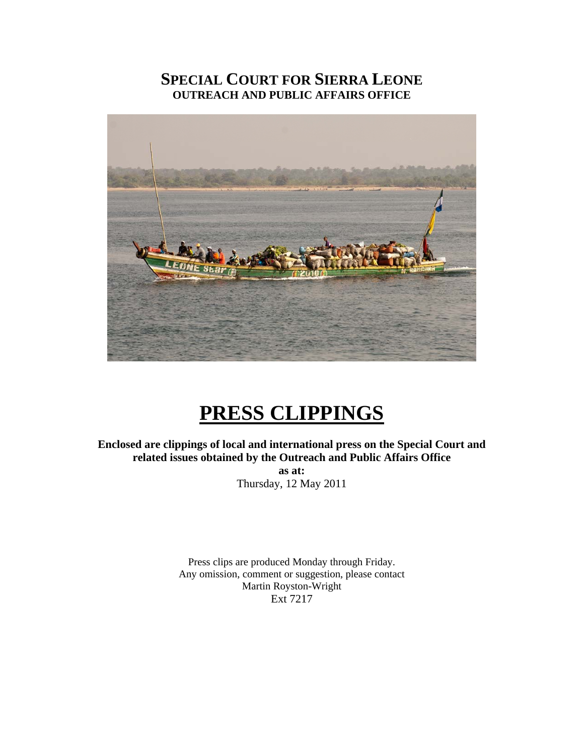# SPECIAL COURT FOR SIERRA LEONE
## OUTREACH AND PUBLIC AFFAIRS OFFICE

# PRESS CLIPPINGS

**Enclosed are clippings of local and international press on the Special Court and related issues obtained by the Outreach and Public Affairs Office**

**as at:**

Thursday, 12 May 2011

Press clips are produced Monday through Friday.
Any omission, comment or suggestion, please contact
Martin Royston-Wright
Ext 7217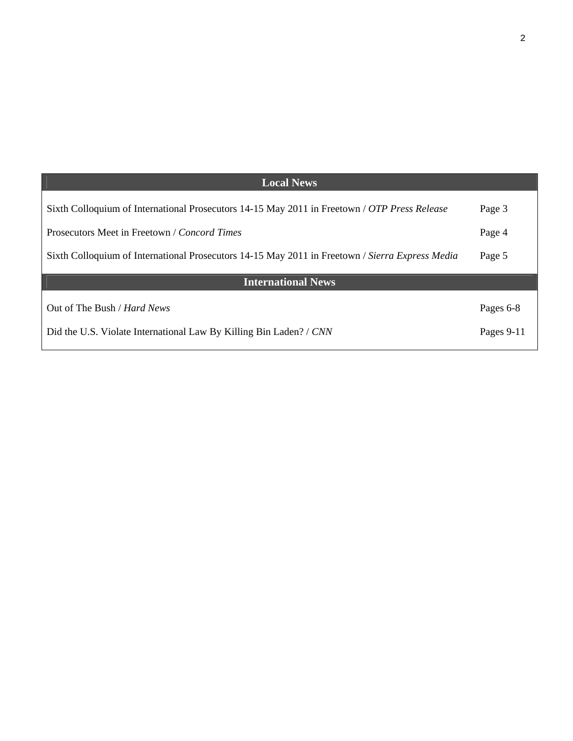| Local News | |
|---|---|
| Sixth Colloquium of International Prosecutors 14-15 May 2011 in Freetown / *OTP Press Release* | Page 3 |
| Prosecutors Meet in Freetown / *Concord Times* | Page 4 |
| Sixth Colloquium of International Prosecutors 14-15 May 2011 in Freetown / *Sierra Express Media* | Page 5 |
| **International News** | |
| Out of The Bush / *Hard News* | Pages 6-8 |
| Did the U.S. Violate International Law By Killing Bin Laden? / *CNN* | Pages 9-11 |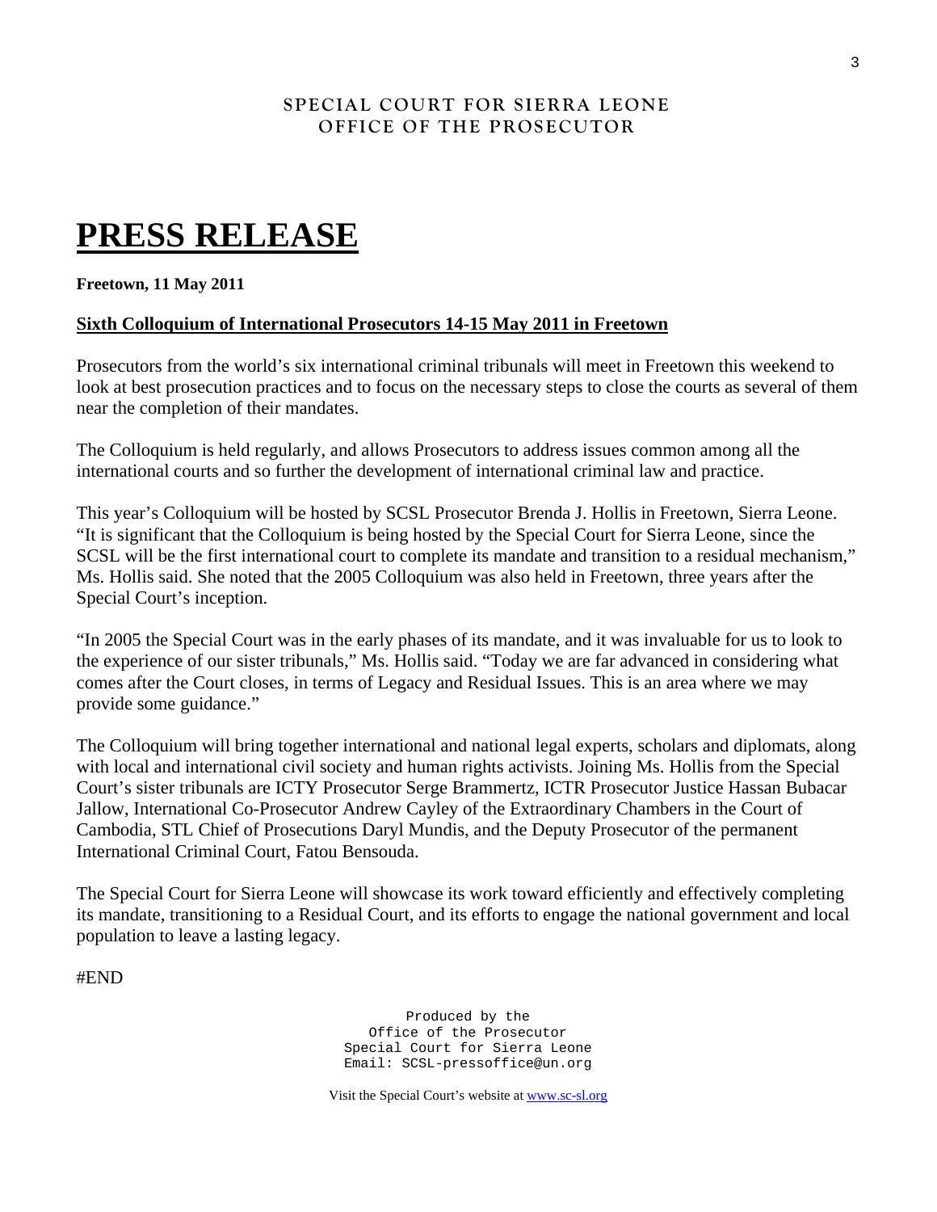SPECIAL COURT FOR SIERRA LEONE
OFFICE OF THE PROSECUTOR

# PRESS RELEASE

**Freetown, 11 May 2011**

**Sixth Colloquium of International Prosecutors 14-15 May 2011 in Freetown**

Prosecutors from the world's six international criminal tribunals will meet in Freetown this weekend to look at best prosecution practices and to focus on the necessary steps to close the courts as several of them near the completion of their mandates.

The Colloquium is held regularly, and allows Prosecutors to address issues common among all the international courts and so further the development of international criminal law and practice.

This year's Colloquium will be hosted by SCSL Prosecutor Brenda J. Hollis in Freetown, Sierra Leone. "It is significant that the Colloquium is being hosted by the Special Court for Sierra Leone, since the SCSL will be the first international court to complete its mandate and transition to a residual mechanism," Ms. Hollis said. She noted that the 2005 Colloquium was also held in Freetown, three years after the Special Court's inception.

"In 2005 the Special Court was in the early phases of its mandate, and it was invaluable for us to look to the experience of our sister tribunals," Ms. Hollis said. "Today we are far advanced in considering what comes after the Court closes, in terms of Legacy and Residual Issues. This is an area where we may provide some guidance."

The Colloquium will bring together international and national legal experts, scholars and diplomats, along with local and international civil society and human rights activists. Joining Ms. Hollis from the Special Court's sister tribunals are ICTY Prosecutor Serge Brammertz, ICTR Prosecutor Justice Hassan Bubacar Jallow, International Co-Prosecutor Andrew Cayley of the Extraordinary Chambers in the Court of Cambodia, STL Chief of Prosecutions Daryl Mundis, and the Deputy Prosecutor of the permanent International Criminal Court, Fatou Bensouda.

The Special Court for Sierra Leone will showcase its work toward efficiently and effectively completing its mandate, transitioning to a Residual Court, and its efforts to engage the national government and local population to leave a lasting legacy.

#END

Produced by the
Office of the Prosecutor
Special Court for Sierra Leone
Email: SCSL-pressoffice@un.org

Visit the Special Court's website at www.sc-sl.org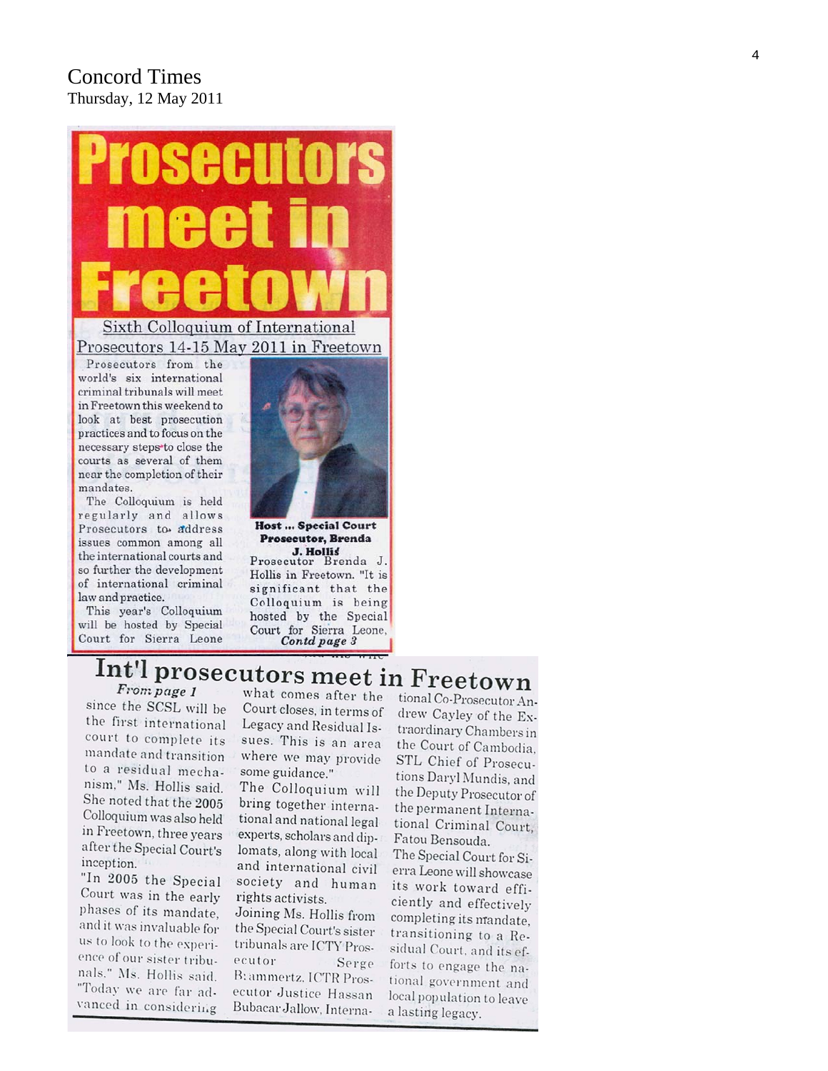Concord Times
Thursday, 12 May 2011

# Prosecutors meet in Freetown

## Sixth Colloquium of International Prosecutors 14-15 May 2011 in Freetown

Prosecutors from the world's six international criminal tribunals will meet in Freetown this weekend to look at best prosecution practices and to focus on the necessary steps to close the courts as several of them near the completion of their mandates.

The Colloquium is held regularly and allows Prosecutors to address issues common among all the international courts and so further the development of international criminal law and practice.

This year's Colloquium will be hosted by Special Court for Sierra Leone

**Host ... Special Court Prosecutor, Brenda J. Hollis**

Prosecutor Brenda J. Hollis in Freetown. "It is significant that the Colloquium is being hosted by the Special Court for Sierra Leone,

*Contd page 3*

# Int'l prosecutors meet in Freetown

*From page 1*

since the SCSL will be the first international court to complete its mandate and transition to a residual mechanism," Ms. Hollis said. She noted that the 2005 Colloquium was also held in Freetown, three years after the Special Court's inception.

"In 2005 the Special Court was in the early phases of its mandate, and it was invaluable for us to look to the experience of our sister tribunals," Ms. Hollis said. "Today we are far advanced in considering what comes after the Court closes, in terms of Legacy and Residual Issues. This is an area where we may provide some guidance."

The Colloquium will bring together international and national legal experts, scholars and diplomats, along with local and international civil society and human rights activists.

Joining Ms. Hollis from the Special Court's sister tribunals are ICTY Prosecutor Serge Brammertz, ICTR Prosecutor Justice Hassan Bubacar Jallow, International Co-Prosecutor Andrew Cayley of the Extraordinary Chambers in the Court of Cambodia, STL Chief of Prosecutions Daryl Mundis, and the Deputy Prosecutor of the permanent International Criminal Court, Fatou Bensouda.

The Special Court for Sierra Leone will showcase its work toward efficiently and effectively completing its mandate, transitioning to a Residual Court, and its efforts to engage the national government and local population to leave a lasting legacy.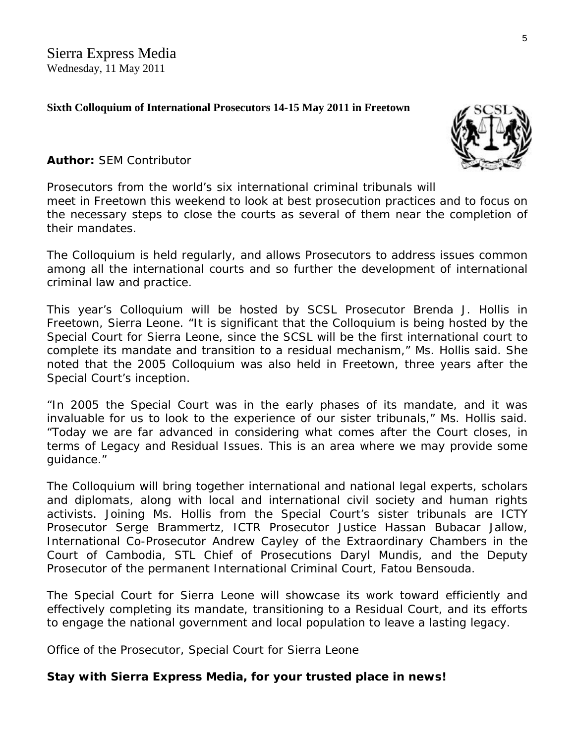Sierra Express Media
Wednesday, 11 May 2011

**Sixth Colloquium of International Prosecutors 14-15 May 2011 in Freetown**

**Author:** SEM Contributor

Prosecutors from the world's six international criminal tribunals will meet in Freetown this weekend to look at best prosecution practices and to focus on the necessary steps to close the courts as several of them near the completion of their mandates.

The Colloquium is held regularly, and allows Prosecutors to address issues common among all the international courts and so further the development of international criminal law and practice.

This year's Colloquium will be hosted by SCSL Prosecutor Brenda J. Hollis in Freetown, Sierra Leone. "It is significant that the Colloquium is being hosted by the Special Court for Sierra Leone, since the SCSL will be the first international court to complete its mandate and transition to a residual mechanism," Ms. Hollis said. She noted that the 2005 Colloquium was also held in Freetown, three years after the Special Court's inception.

"In 2005 the Special Court was in the early phases of its mandate, and it was invaluable for us to look to the experience of our sister tribunals," Ms. Hollis said. "Today we are far advanced in considering what comes after the Court closes, in terms of Legacy and Residual Issues. This is an area where we may provide some guidance."

The Colloquium will bring together international and national legal experts, scholars and diplomats, along with local and international civil society and human rights activists. Joining Ms. Hollis from the Special Court's sister tribunals are ICTY Prosecutor Serge Brammertz, ICTR Prosecutor Justice Hassan Bubacar Jallow, International Co-Prosecutor Andrew Cayley of the Extraordinary Chambers in the Court of Cambodia, STL Chief of Prosecutions Daryl Mundis, and the Deputy Prosecutor of the permanent International Criminal Court, Fatou Bensouda.

The Special Court for Sierra Leone will showcase its work toward efficiently and effectively completing its mandate, transitioning to a Residual Court, and its efforts to engage the national government and local population to leave a lasting legacy.

Office of the Prosecutor, Special Court for Sierra Leone

**Stay with Sierra Express Media, for your trusted place in news!**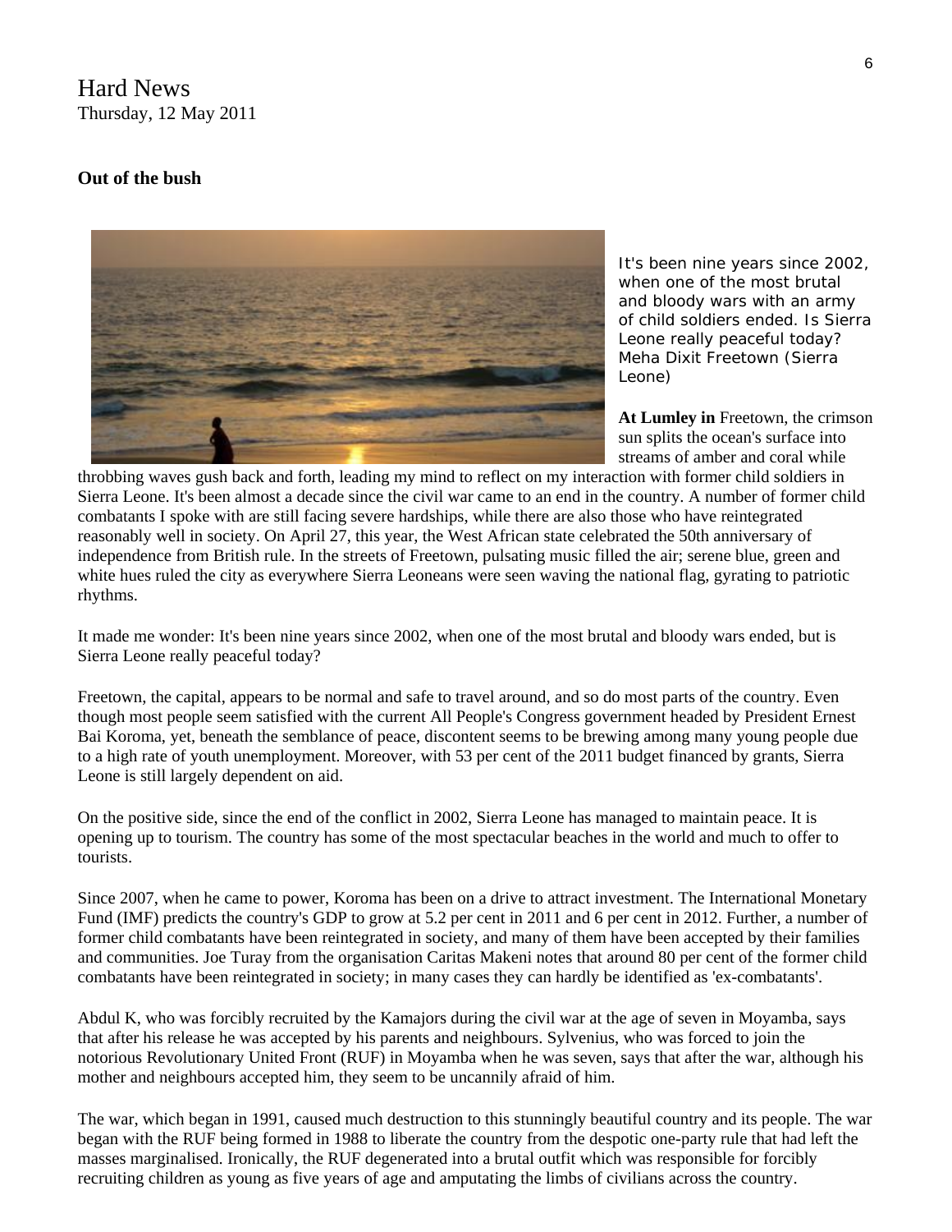Hard News
Thursday, 12 May 2011

**Out of the bush**

It's been nine years since 2002, when one of the most brutal and bloody wars with an army of child soldiers ended. Is Sierra Leone really peaceful today?
Meha Dixit Freetown (Sierra Leone)

**At Lumley in** Freetown, the crimson sun splits the ocean's surface into streams of amber and coral while throbbing waves gush back and forth, leading my mind to reflect on my interaction with former child soldiers in Sierra Leone. It's been almost a decade since the civil war came to an end in the country. A number of former child combatants I spoke with are still facing severe hardships, while there are also those who have reintegrated reasonably well in society. On April 27, this year, the West African state celebrated the 50th anniversary of independence from British rule. In the streets of Freetown, pulsating music filled the air; serene blue, green and white hues ruled the city as everywhere Sierra Leoneans were seen waving the national flag, gyrating to patriotic rhythms.

It made me wonder: It's been nine years since 2002, when one of the most brutal and bloody wars ended, but is Sierra Leone really peaceful today?

Freetown, the capital, appears to be normal and safe to travel around, and so do most parts of the country. Even though most people seem satisfied with the current All People's Congress government headed by President Ernest Bai Koroma, yet, beneath the semblance of peace, discontent seems to be brewing among many young people due to a high rate of youth unemployment. Moreover, with 53 per cent of the 2011 budget financed by grants, Sierra Leone is still largely dependent on aid.

On the positive side, since the end of the conflict in 2002, Sierra Leone has managed to maintain peace. It is opening up to tourism. The country has some of the most spectacular beaches in the world and much to offer to tourists.

Since 2007, when he came to power, Koroma has been on a drive to attract investment. The International Monetary Fund (IMF) predicts the country's GDP to grow at 5.2 per cent in 2011 and 6 per cent in 2012. Further, a number of former child combatants have been reintegrated in society, and many of them have been accepted by their families and communities. Joe Turay from the organisation Caritas Makeni notes that around 80 per cent of the former child combatants have been reintegrated in society; in many cases they can hardly be identified as 'ex-combatants'.

Abdul K, who was forcibly recruited by the Kamajors during the civil war at the age of seven in Moyamba, says that after his release he was accepted by his parents and neighbours. Sylvenius, who was forced to join the notorious Revolutionary United Front (RUF) in Moyamba when he was seven, says that after the war, although his mother and neighbours accepted him, they seem to be uncannily afraid of him.

The war, which began in 1991, caused much destruction to this stunningly beautiful country and its people. The war began with the RUF being formed in 1988 to liberate the country from the despotic one-party rule that had left the masses marginalised. Ironically, the RUF degenerated into a brutal outfit which was responsible for forcibly recruiting children as young as five years of age and amputating the limbs of civilians across the country.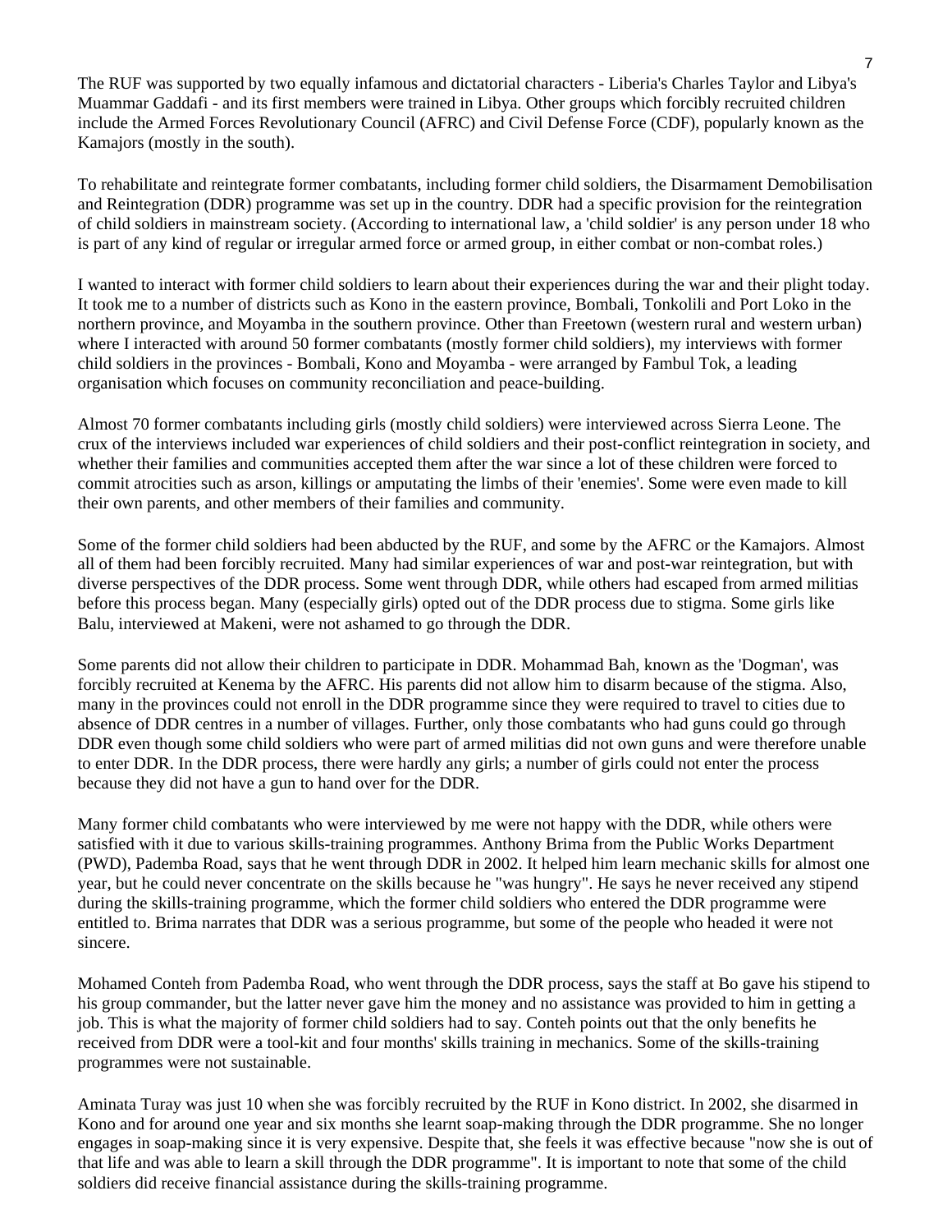The RUF was supported by two equally infamous and dictatorial characters - Liberia's Charles Taylor and Libya's Muammar Gaddafi - and its first members were trained in Libya. Other groups which forcibly recruited children include the Armed Forces Revolutionary Council (AFRC) and Civil Defense Force (CDF), popularly known as the Kamajors (mostly in the south).

To rehabilitate and reintegrate former combatants, including former child soldiers, the Disarmament Demobilisation and Reintegration (DDR) programme was set up in the country. DDR had a specific provision for the reintegration of child soldiers in mainstream society. (According to international law, a 'child soldier' is any person under 18 who is part of any kind of regular or irregular armed force or armed group, in either combat or non-combat roles.)

I wanted to interact with former child soldiers to learn about their experiences during the war and their plight today. It took me to a number of districts such as Kono in the eastern province, Bombali, Tonkolili and Port Loko in the northern province, and Moyamba in the southern province. Other than Freetown (western rural and western urban) where I interacted with around 50 former combatants (mostly former child soldiers), my interviews with former child soldiers in the provinces - Bombali, Kono and Moyamba - were arranged by Fambul Tok, a leading organisation which focuses on community reconciliation and peace-building.

Almost 70 former combatants including girls (mostly child soldiers) were interviewed across Sierra Leone. The crux of the interviews included war experiences of child soldiers and their post-conflict reintegration in society, and whether their families and communities accepted them after the war since a lot of these children were forced to commit atrocities such as arson, killings or amputating the limbs of their 'enemies'. Some were even made to kill their own parents, and other members of their families and community.

Some of the former child soldiers had been abducted by the RUF, and some by the AFRC or the Kamajors. Almost all of them had been forcibly recruited. Many had similar experiences of war and post-war reintegration, but with diverse perspectives of the DDR process. Some went through DDR, while others had escaped from armed militias before this process began. Many (especially girls) opted out of the DDR process due to stigma. Some girls like Balu, interviewed at Makeni, were not ashamed to go through the DDR.

Some parents did not allow their children to participate in DDR. Mohammad Bah, known as the 'Dogman', was forcibly recruited at Kenema by the AFRC. His parents did not allow him to disarm because of the stigma. Also, many in the provinces could not enroll in the DDR programme since they were required to travel to cities due to absence of DDR centres in a number of villages. Further, only those combatants who had guns could go through DDR even though some child soldiers who were part of armed militias did not own guns and were therefore unable to enter DDR. In the DDR process, there were hardly any girls; a number of girls could not enter the process because they did not have a gun to hand over for the DDR.

Many former child combatants who were interviewed by me were not happy with the DDR, while others were satisfied with it due to various skills-training programmes. Anthony Brima from the Public Works Department (PWD), Pademba Road, says that he went through DDR in 2002. It helped him learn mechanic skills for almost one year, but he could never concentrate on the skills because he "was hungry". He says he never received any stipend during the skills-training programme, which the former child soldiers who entered the DDR programme were entitled to. Brima narrates that DDR was a serious programme, but some of the people who headed it were not sincere.

Mohamed Conteh from Pademba Road, who went through the DDR process, says the staff at Bo gave his stipend to his group commander, but the latter never gave him the money and no assistance was provided to him in getting a job. This is what the majority of former child soldiers had to say. Conteh points out that the only benefits he received from DDR were a tool-kit and four months' skills training in mechanics. Some of the skills-training programmes were not sustainable.

Aminata Turay was just 10 when she was forcibly recruited by the RUF in Kono district. In 2002, she disarmed in Kono and for around one year and six months she learnt soap-making through the DDR programme. She no longer engages in soap-making since it is very expensive. Despite that, she feels it was effective because "now she is out of that life and was able to learn a skill through the DDR programme". It is important to note that some of the child soldiers did receive financial assistance during the skills-training programme.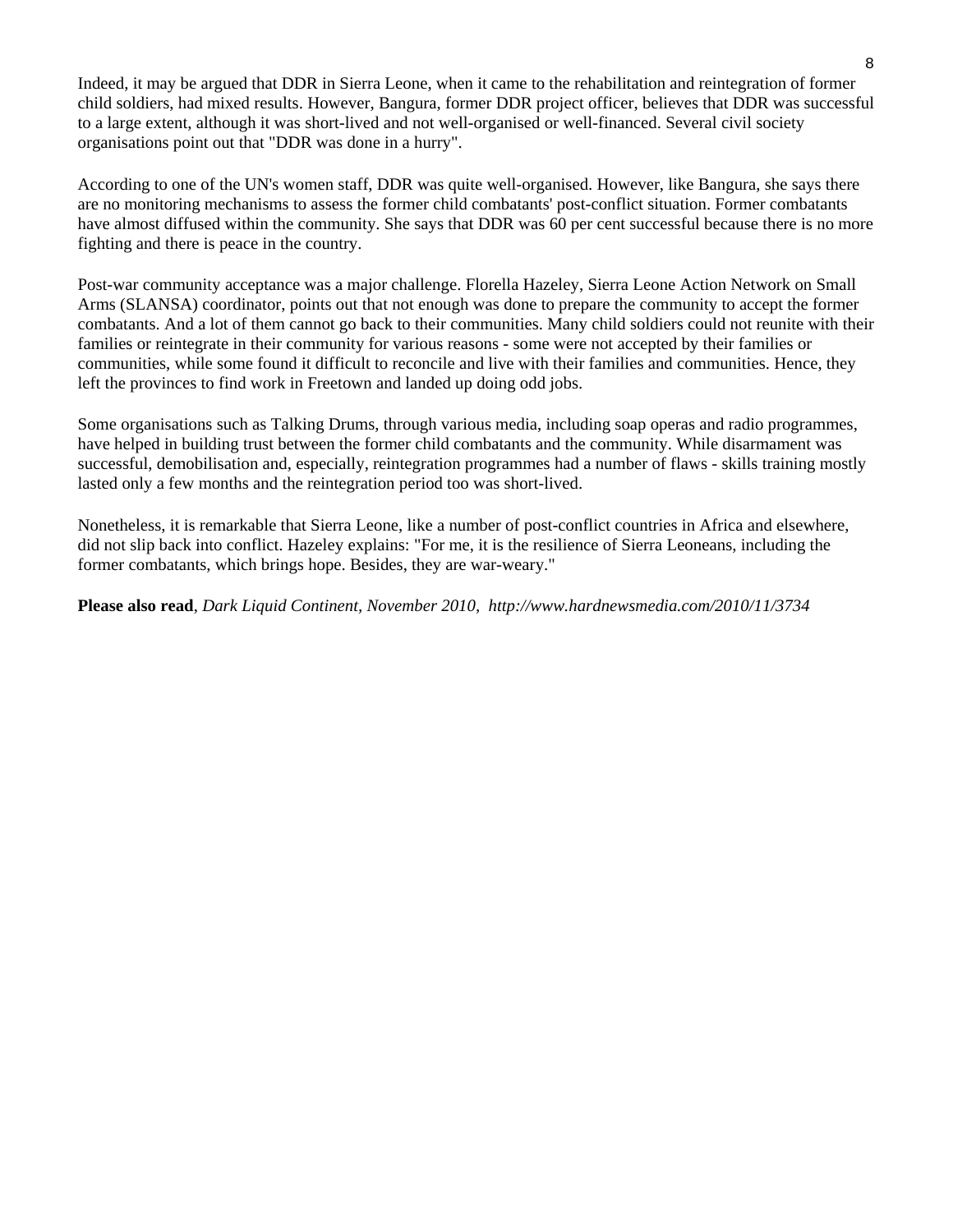Indeed, it may be argued that DDR in Sierra Leone, when it came to the rehabilitation and reintegration of former child soldiers, had mixed results. However, Bangura, former DDR project officer, believes that DDR was successful to a large extent, although it was short-lived and not well-organised or well-financed. Several civil society organisations point out that "DDR was done in a hurry".

According to one of the UN's women staff, DDR was quite well-organised. However, like Bangura, she says there are no monitoring mechanisms to assess the former child combatants' post-conflict situation. Former combatants have almost diffused within the community. She says that DDR was 60 per cent successful because there is no more fighting and there is peace in the country.

Post-war community acceptance was a major challenge. Florella Hazeley, Sierra Leone Action Network on Small Arms (SLANSA) coordinator, points out that not enough was done to prepare the community to accept the former combatants. And a lot of them cannot go back to their communities. Many child soldiers could not reunite with their families or reintegrate in their community for various reasons - some were not accepted by their families or communities, while some found it difficult to reconcile and live with their families and communities. Hence, they left the provinces to find work in Freetown and landed up doing odd jobs.

Some organisations such as Talking Drums, through various media, including soap operas and radio programmes, have helped in building trust between the former child combatants and the community. While disarmament was successful, demobilisation and, especially, reintegration programmes had a number of flaws - skills training mostly lasted only a few months and the reintegration period too was short-lived.

Nonetheless, it is remarkable that Sierra Leone, like a number of post-conflict countries in Africa and elsewhere, did not slip back into conflict. Hazeley explains: "For me, it is the resilience of Sierra Leoneans, including the former combatants, which brings hope. Besides, they are war-weary."

**Please also read**, *Dark Liquid Continent, November 2010, http://www.hardnewsmedia.com/2010/11/3734*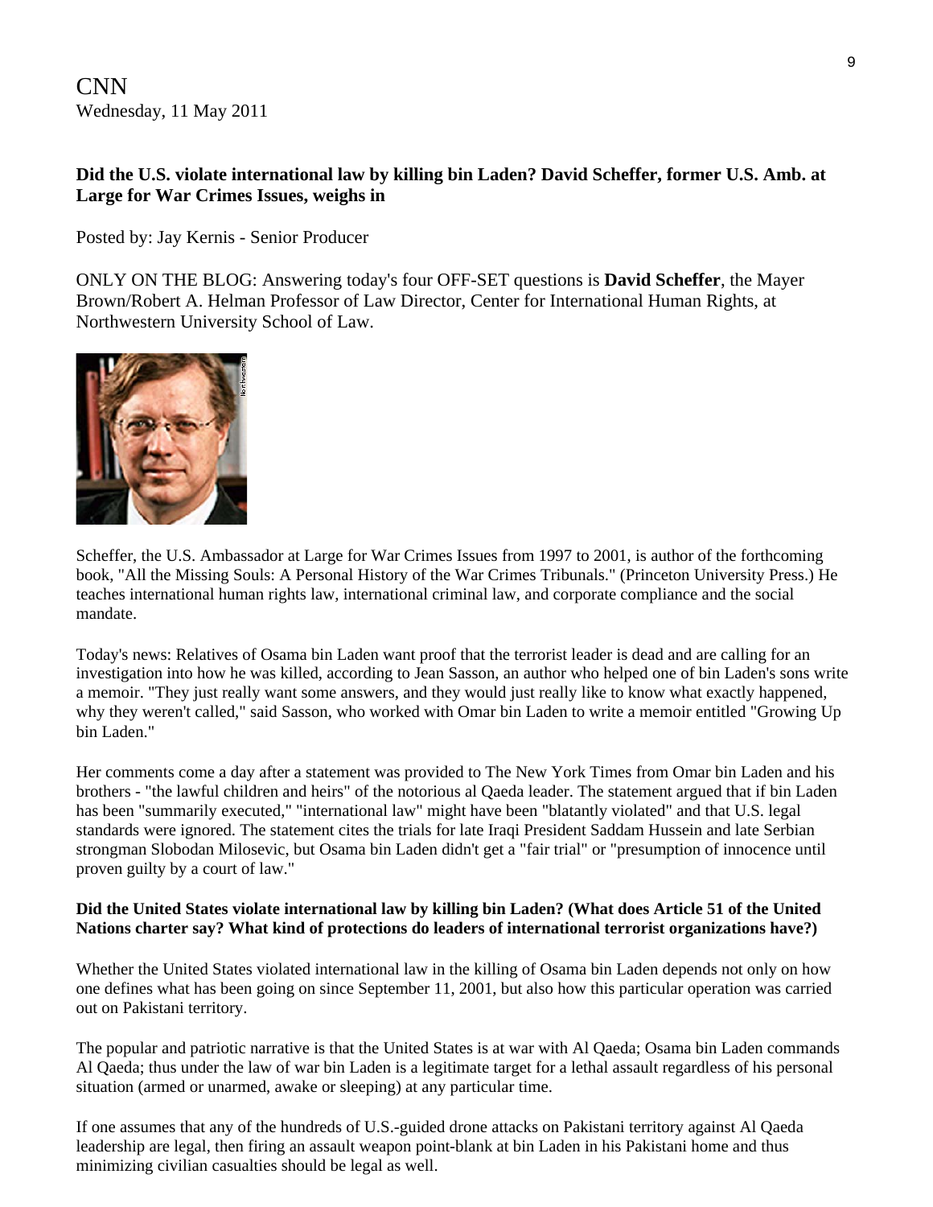CNN
Wednesday, 11 May 2011

## Did the U.S. violate international law by killing bin Laden? David Scheffer, former U.S. Amb. at Large for War Crimes Issues, weighs in

Posted by: Jay Kernis - Senior Producer

ONLY ON THE BLOG: Answering today's four OFF-SET questions is **David Scheffer**, the Mayer Brown/Robert A. Helman Professor of Law Director, Center for International Human Rights, at Northwestern University School of Law.

Scheffer, the U.S. Ambassador at Large for War Crimes Issues from 1997 to 2001, is author of the forthcoming book, "All the Missing Souls: A Personal History of the War Crimes Tribunals." (Princeton University Press.) He teaches international human rights law, international criminal law, and corporate compliance and the social mandate.

Today's news: Relatives of Osama bin Laden want proof that the terrorist leader is dead and are calling for an investigation into how he was killed, according to Jean Sasson, an author who helped one of bin Laden's sons write a memoir. "They just really want some answers, and they would just really like to know what exactly happened, why they weren't called," said Sasson, who worked with Omar bin Laden to write a memoir entitled "Growing Up bin Laden."

Her comments come a day after a statement was provided to The New York Times from Omar bin Laden and his brothers - "the lawful children and heirs" of the notorious al Qaeda leader. The statement argued that if bin Laden has been "summarily executed," "international law" might have been "blatantly violated" and that U.S. legal standards were ignored. The statement cites the trials for late Iraqi President Saddam Hussein and late Serbian strongman Slobodan Milosevic, but Osama bin Laden didn't get a "fair trial" or "presumption of innocence until proven guilty by a court of law."

**Did the United States violate international law by killing bin Laden? (What does Article 51 of the United Nations charter say? What kind of protections do leaders of international terrorist organizations have?)**

Whether the United States violated international law in the killing of Osama bin Laden depends not only on how one defines what has been going on since September 11, 2001, but also how this particular operation was carried out on Pakistani territory.

The popular and patriotic narrative is that the United States is at war with Al Qaeda; Osama bin Laden commands Al Qaeda; thus under the law of war bin Laden is a legitimate target for a lethal assault regardless of his personal situation (armed or unarmed, awake or sleeping) at any particular time.

If one assumes that any of the hundreds of U.S.-guided drone attacks on Pakistani territory against Al Qaeda leadership are legal, then firing an assault weapon point-blank at bin Laden in his Pakistani home and thus minimizing civilian casualties should be legal as well.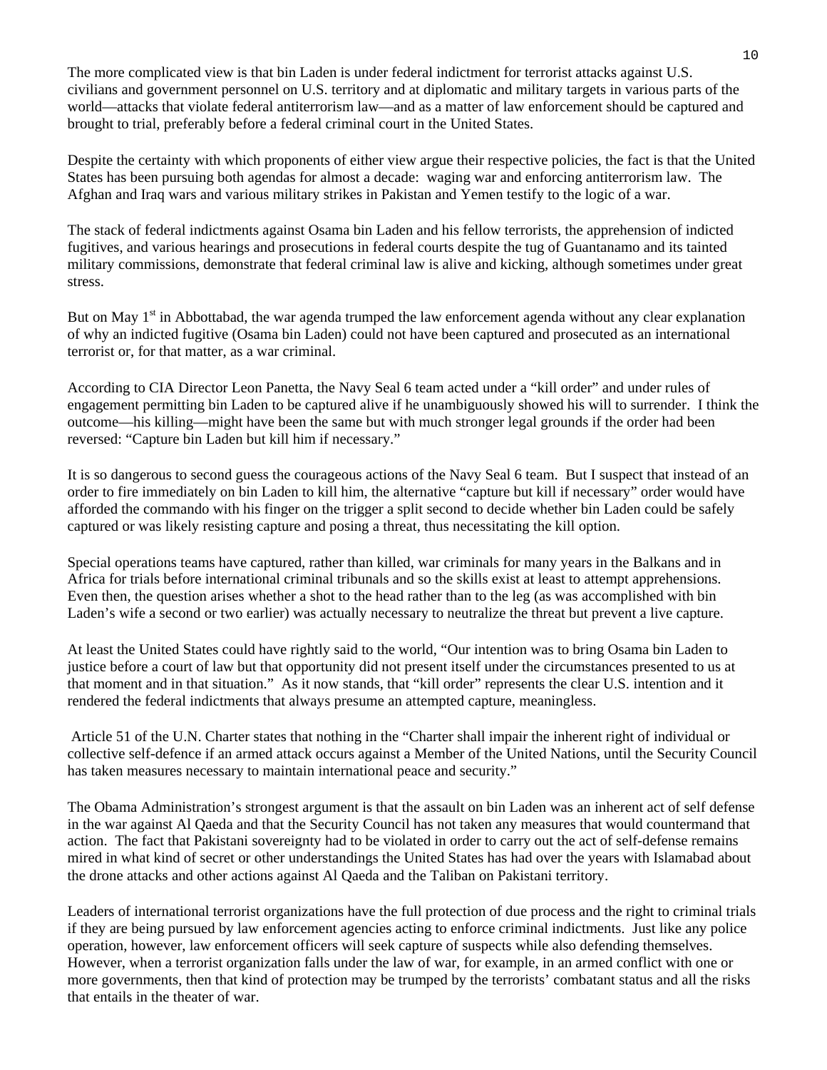The more complicated view is that bin Laden is under federal indictment for terrorist attacks against U.S. civilians and government personnel on U.S. territory and at diplomatic and military targets in various parts of the world—attacks that violate federal antiterrorism law—and as a matter of law enforcement should be captured and brought to trial, preferably before a federal criminal court in the United States.

Despite the certainty with which proponents of either view argue their respective policies, the fact is that the United States has been pursuing both agendas for almost a decade: waging war and enforcing antiterrorism law. The Afghan and Iraq wars and various military strikes in Pakistan and Yemen testify to the logic of a war.

The stack of federal indictments against Osama bin Laden and his fellow terrorists, the apprehension of indicted fugitives, and various hearings and prosecutions in federal courts despite the tug of Guantanamo and its tainted military commissions, demonstrate that federal criminal law is alive and kicking, although sometimes under great stress.

But on May 1st in Abbottabad, the war agenda trumped the law enforcement agenda without any clear explanation of why an indicted fugitive (Osama bin Laden) could not have been captured and prosecuted as an international terrorist or, for that matter, as a war criminal.

According to CIA Director Leon Panetta, the Navy Seal 6 team acted under a "kill order" and under rules of engagement permitting bin Laden to be captured alive if he unambiguously showed his will to surrender. I think the outcome—his killing—might have been the same but with much stronger legal grounds if the order had been reversed: "Capture bin Laden but kill him if necessary."

It is so dangerous to second guess the courageous actions of the Navy Seal 6 team. But I suspect that instead of an order to fire immediately on bin Laden to kill him, the alternative "capture but kill if necessary" order would have afforded the commando with his finger on the trigger a split second to decide whether bin Laden could be safely captured or was likely resisting capture and posing a threat, thus necessitating the kill option.

Special operations teams have captured, rather than killed, war criminals for many years in the Balkans and in Africa for trials before international criminal tribunals and so the skills exist at least to attempt apprehensions. Even then, the question arises whether a shot to the head rather than to the leg (as was accomplished with bin Laden's wife a second or two earlier) was actually necessary to neutralize the threat but prevent a live capture.

At least the United States could have rightly said to the world, "Our intention was to bring Osama bin Laden to justice before a court of law but that opportunity did not present itself under the circumstances presented to us at that moment and in that situation." As it now stands, that "kill order" represents the clear U.S. intention and it rendered the federal indictments that always presume an attempted capture, meaningless.

Article 51 of the U.N. Charter states that nothing in the "Charter shall impair the inherent right of individual or collective self-defence if an armed attack occurs against a Member of the United Nations, until the Security Council has taken measures necessary to maintain international peace and security."

The Obama Administration's strongest argument is that the assault on bin Laden was an inherent act of self defense in the war against Al Qaeda and that the Security Council has not taken any measures that would countermand that action. The fact that Pakistani sovereignty had to be violated in order to carry out the act of self-defense remains mired in what kind of secret or other understandings the United States has had over the years with Islamabad about the drone attacks and other actions against Al Qaeda and the Taliban on Pakistani territory.

Leaders of international terrorist organizations have the full protection of due process and the right to criminal trials if they are being pursued by law enforcement agencies acting to enforce criminal indictments. Just like any police operation, however, law enforcement officers will seek capture of suspects while also defending themselves. However, when a terrorist organization falls under the law of war, for example, in an armed conflict with one or more governments, then that kind of protection may be trumped by the terrorists' combatant status and all the risks that entails in the theater of war.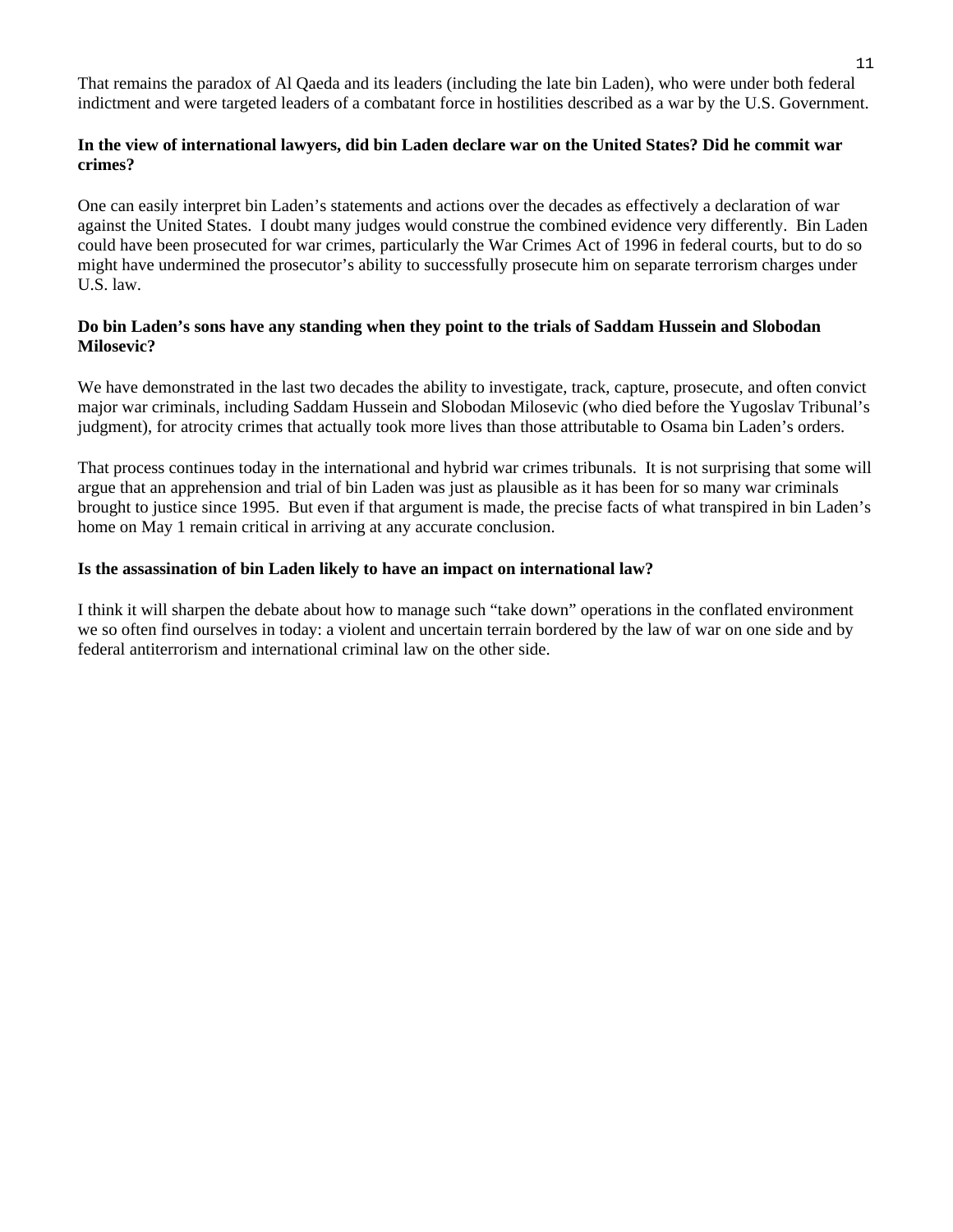That remains the paradox of Al Qaeda and its leaders (including the late bin Laden), who were under both federal indictment and were targeted leaders of a combatant force in hostilities described as a war by the U.S. Government.

**In the view of international lawyers, did bin Laden declare war on the United States? Did he commit war crimes?**

One can easily interpret bin Laden's statements and actions over the decades as effectively a declaration of war against the United States. I doubt many judges would construe the combined evidence very differently. Bin Laden could have been prosecuted for war crimes, particularly the War Crimes Act of 1996 in federal courts, but to do so might have undermined the prosecutor's ability to successfully prosecute him on separate terrorism charges under U.S. law.

**Do bin Laden's sons have any standing when they point to the trials of Saddam Hussein and Slobodan Milosevic?**

We have demonstrated in the last two decades the ability to investigate, track, capture, prosecute, and often convict major war criminals, including Saddam Hussein and Slobodan Milosevic (who died before the Yugoslav Tribunal's judgment), for atrocity crimes that actually took more lives than those attributable to Osama bin Laden's orders.

That process continues today in the international and hybrid war crimes tribunals. It is not surprising that some will argue that an apprehension and trial of bin Laden was just as plausible as it has been for so many war criminals brought to justice since 1995. But even if that argument is made, the precise facts of what transpired in bin Laden's home on May 1 remain critical in arriving at any accurate conclusion.

**Is the assassination of bin Laden likely to have an impact on international law?**

I think it will sharpen the debate about how to manage such "take down" operations in the conflated environment we so often find ourselves in today: a violent and uncertain terrain bordered by the law of war on one side and by federal antiterrorism and international criminal law on the other side.